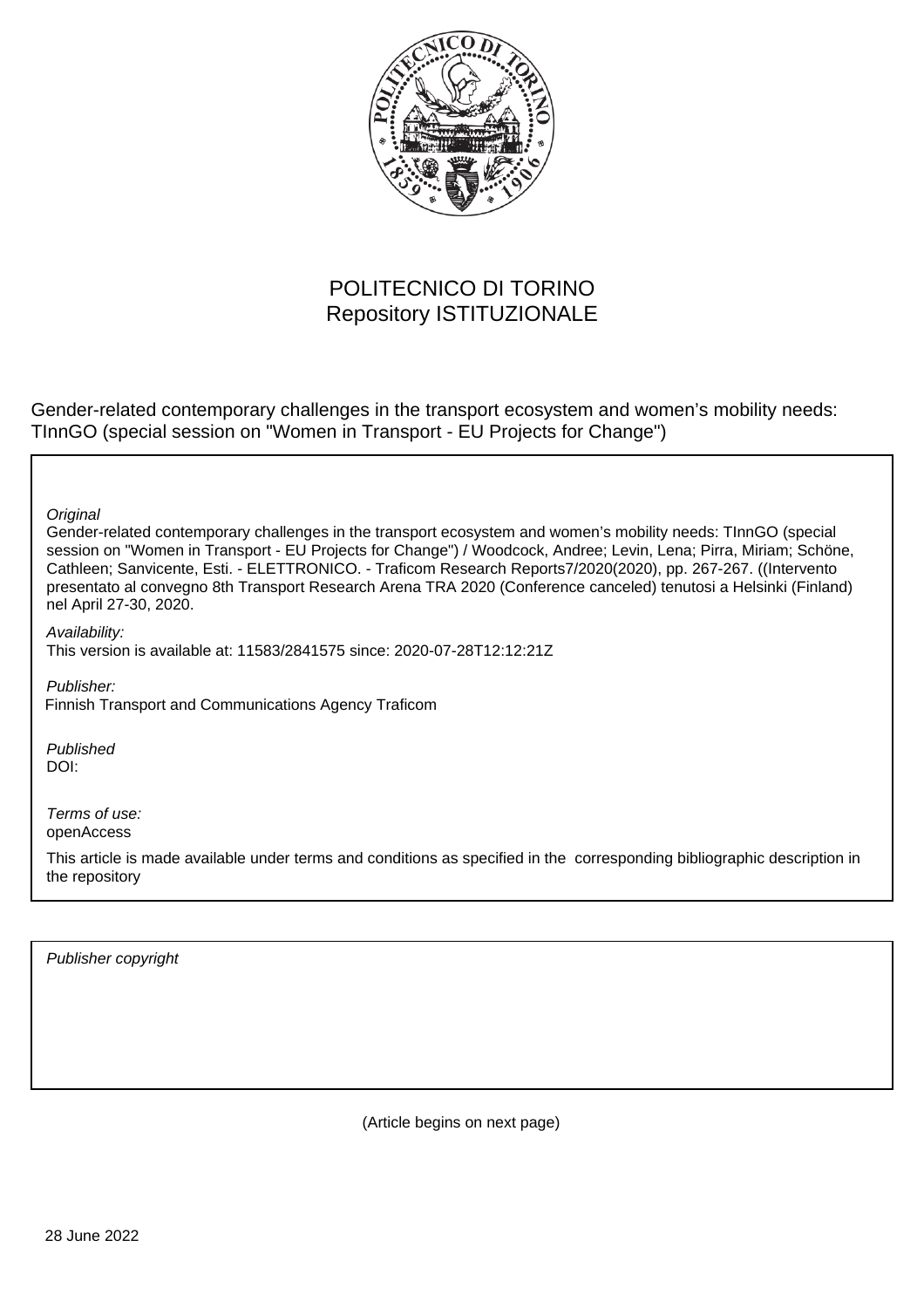POLITECNICO DI TORINO
Repository ISTITUZIONALE

Gender-related contemporary challenges in the transport ecosystem and women's mobility needs: TInnGO (special session on "Women in Transport - EU Projects for Change")

*Original*

Gender-related contemporary challenges in the transport ecosystem and women's mobility needs: TInnGO (special session on "Women in Transport - EU Projects for Change") / Woodcock, Andree; Levin, Lena; Pirra, Miriam; Schöne, Cathleen; Sanvicente, Esti. - ELETTRONICO. - Traficom Research Reports7/2020(2020), pp. 267-267. ((Intervento presentato al convegno 8th Transport Research Arena TRA 2020 (Conference canceled) tenutosi a Helsinki (Finland) nel April 27-30, 2020.

*Availability:*

This version is available at: 11583/2841575 since: 2020-07-28T12:12:21Z

*Publisher:*

Finnish Transport and Communications Agency Traficom

*Published*

DOI:

*Terms of use:*

openAccess

This article is made available under terms and conditions as specified in the corresponding bibliographic description in the repository

*Publisher copyright*

(Article begins on next page)

28 June 2022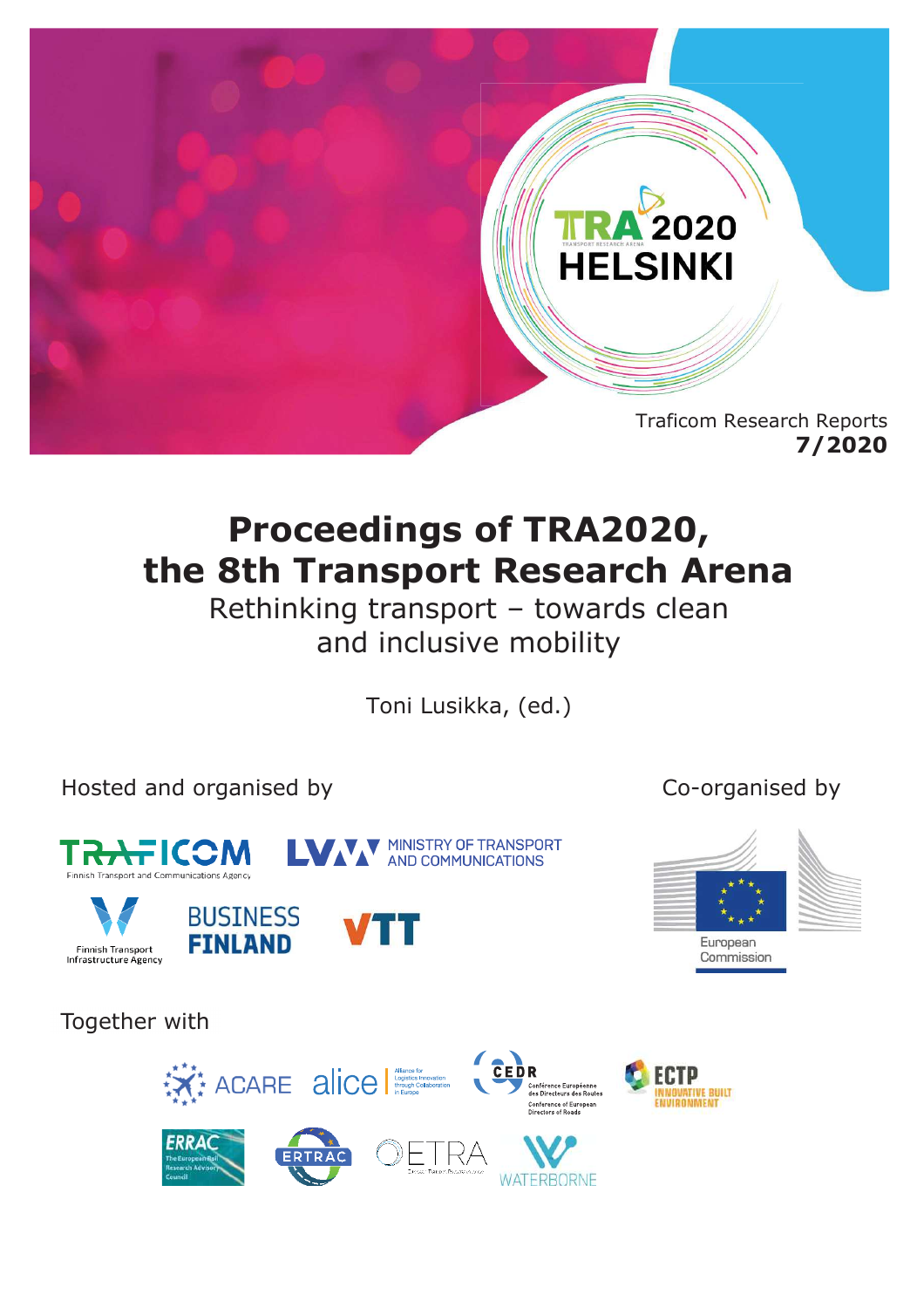TRA 2020 HELSINKI

Traficom Research Reports
**7/2020**

# Proceedings of TRA2020, the 8th Transport Research Arena

## Rethinking transport – towards clean and inclusive mobility

Toni Lusikka, (ed.)

Hosted and organised by

TRAFICOM Finnish Transport and Communications Agency

LVM MINISTRY OF TRANSPORT AND COMMUNICATIONS

Finnish Transport Infrastructure Agency

BUSINESS FINLAND

VTT

Co-organised by

European Commission

Together with

ACARE

alice Alliance for Logistics Innovation through Collaboration in Europe

CEDR Conférence Européenne des Directeurs des Routes Conference of European Directors of Roads

ECTP INNOVATIVE BUILT ENVIRONMENT

ERRAC The European Rail Research Advisory Council

ERTRAC

ETRA

WATERBORNE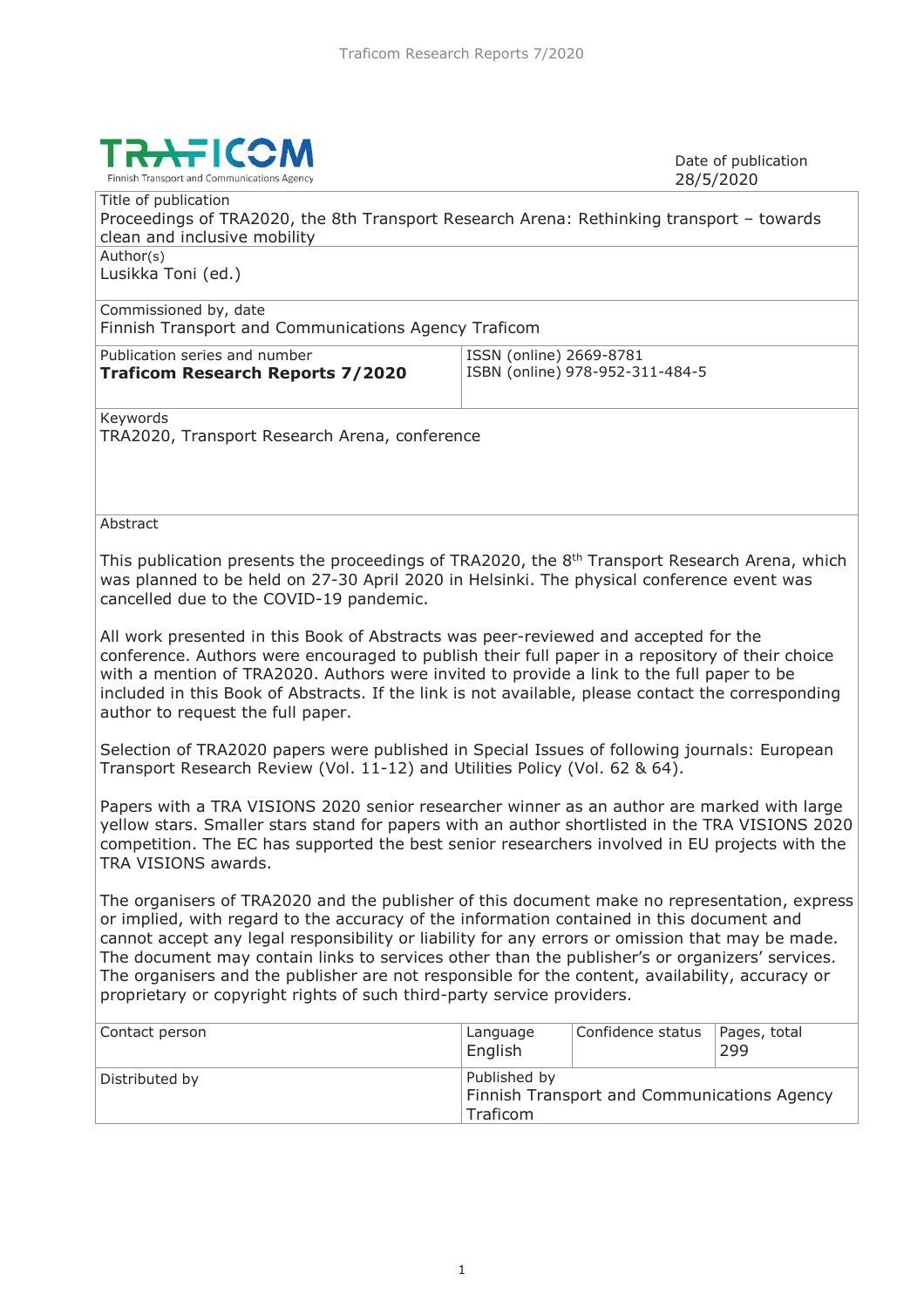**TRAFICOM**
Finnish Transport and Communications Agency

Date of publication
28/5/2020

| Title of publication | | | |
|---|---|---|---|
| Proceedings of TRA2020, the 8th Transport Research Arena: Rethinking transport – towards clean and inclusive mobility | | | |
| Author(s)<br>Lusikka Toni (ed.) | | | |
| Commissioned by, date<br>Finnish Transport and Communications Agency Traficom | | | |
| Publication series and number<br>**Traficom Research Reports 7/2020** | ISSN (online) 2669-8781<br>ISBN (online) 978-952-311-484-5 | | |
| Keywords<br>TRA2020, Transport Research Arena, conference | | | |

Abstract

This publication presents the proceedings of TRA2020, the 8th Transport Research Arena, which was planned to be held on 27-30 April 2020 in Helsinki. The physical conference event was cancelled due to the COVID-19 pandemic.

All work presented in this Book of Abstracts was peer-reviewed and accepted for the conference. Authors were encouraged to publish their full paper in a repository of their choice with a mention of TRA2020. Authors were invited to provide a link to the full paper to be included in this Book of Abstracts. If the link is not available, please contact the corresponding author to request the full paper.

Selection of TRA2020 papers were published in Special Issues of following journals: European Transport Research Review (Vol. 11-12) and Utilities Policy (Vol. 62 & 64).

Papers with a TRA VISIONS 2020 senior researcher winner as an author are marked with large yellow stars. Smaller stars stand for papers with an author shortlisted in the TRA VISIONS 2020 competition. The EC has supported the best senior researchers involved in EU projects with the TRA VISIONS awards.

The organisers of TRA2020 and the publisher of this document make no representation, express or implied, with regard to the accuracy of the information contained in this document and cannot accept any legal responsibility or liability for any errors or omission that may be made. The document may contain links to services other than the publisher's or organizers' services. The organisers and the publisher are not responsible for the content, availability, accuracy or proprietary or copyright rights of such third-party service providers.

| Contact person | Language<br>English | Confidence status | Pages, total<br>299 |
|---|---|---|---|
| Distributed by | Published by<br>Finnish Transport and Communications Agency Traficom | | |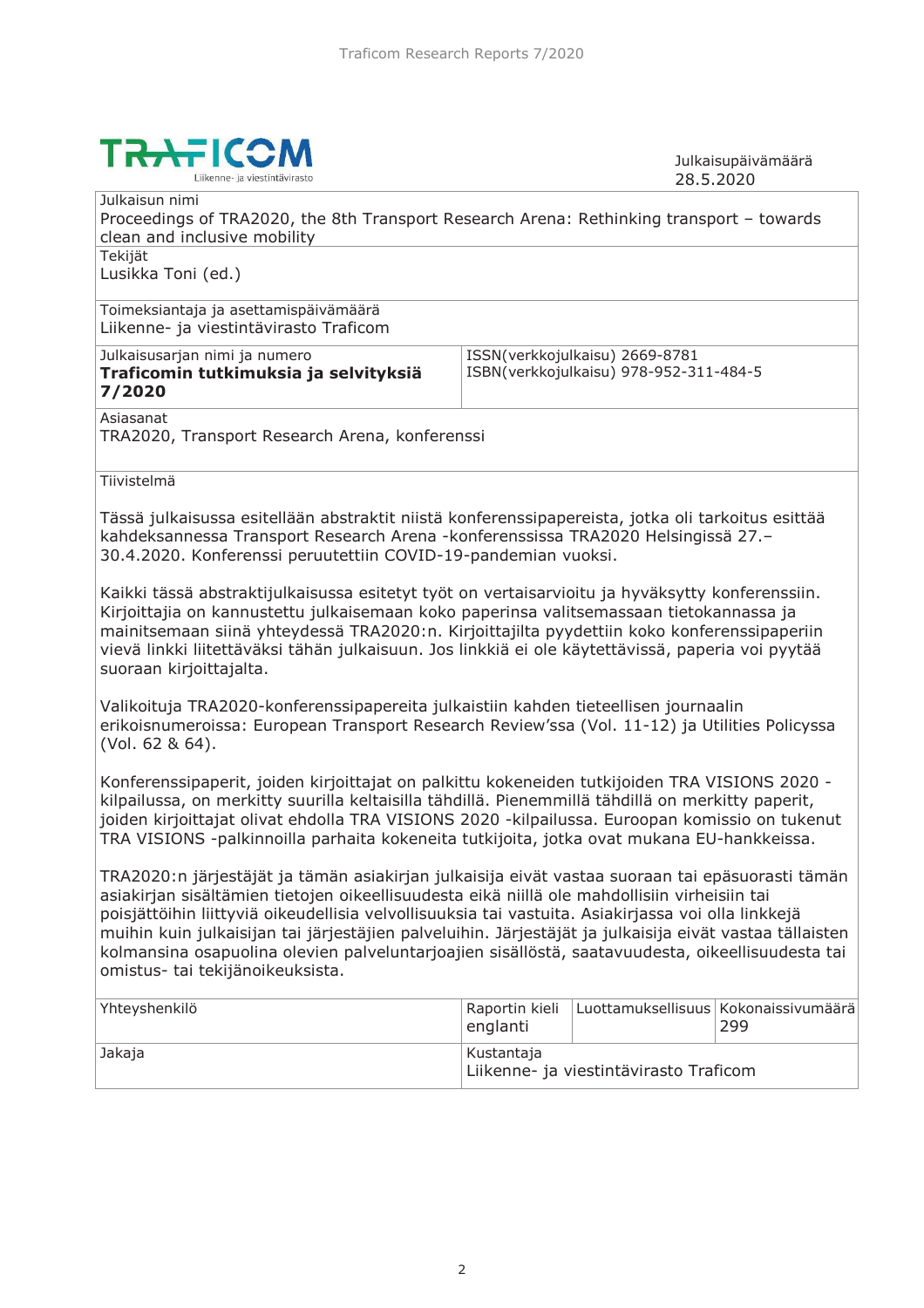TRAFICOM
Liikenne- ja viestintävirasto

Julkaisupäivämäärä
28.5.2020

| Julkaisun nimi | |
|---|---|
| Proceedings of TRA2020, the 8th Transport Research Arena: Rethinking transport – towards clean and inclusive mobility | |
| Tekijät<br>Lusikka Toni (ed.) | |
| Toimeksiantaja ja asettamispäivämäärä<br>Liikenne- ja viestintävirasto Traficom | |
| Julkaisusarjan nimi ja numero<br>**Traficomin tutkimuksia ja selvityksiä 7/2020** | ISSN(verkkojulkaisu) 2669-8781<br>ISBN(verkkojulkaisu) 978-952-311-484-5 |
| Asiasanat<br>TRA2020, Transport Research Arena, konferenssi | |

Tiivistelmä

Tässä julkaisussa esitellään abstraktit niistä konferenssipapereista, jotka oli tarkoitus esittää kahdeksannessa Transport Research Arena -konferenssissa TRA2020 Helsingissä 27.–30.4.2020. Konferenssi peruutettiin COVID-19-pandemian vuoksi.

Kaikki tässä abstraktijulkaisussa esitetyt työt on vertaisarvioitu ja hyväksytty konferenssiin. Kirjoittajia on kannustettu julkaisemaan koko paperinsa valitsemassaan tietokannassa ja mainitsemaan siinä yhteydessä TRA2020:n. Kirjoittajilta pyydettiin koko konferenssipaperiin vievä linkki liitettäväksi tähän julkaisuun. Jos linkkiä ei ole käytettävissä, paperia voi pyytää suoraan kirjoittajalta.

Valikoituja TRA2020-konferenssipapereita julkaistiin kahden tieteellisen journaalin erikoisnumeroissa: European Transport Research Review'ssa (Vol. 11-12) ja Utilities Policyssa (Vol. 62 & 64).

Konferenssipaperit, joiden kirjoittajat on palkittu kokeneiden tutkijoiden TRA VISIONS 2020 -kilpailussa, on merkitty suurilla keltaisilla tähdillä. Pienemmillä tähdillä on merkitty paperit, joiden kirjoittajat olivat ehdolla TRA VISIONS 2020 -kilpailussa. Euroopan komissio on tukenut TRA VISIONS -palkinnoilla parhaita kokeneita tutkijoita, jotka ovat mukana EU-hankkeissa.

TRA2020:n järjestäjät ja tämän asiakirjan julkaisija eivät vastaa suoraan tai epäsuorasti tämän asiakirjan sisältämien tietojen oikeellisuudesta eikä niillä ole mahdollisiin virheisiin tai poisjättöihin liittyviä oikeudellisia velvollisuuksia tai vastuita. Asiakirjassa voi olla linkkejä muihin kuin julkaisijan tai järjestäjien palveluihin. Järjestäjät ja julkaisija eivät vastaa tällaisten kolmansina osapuolina olevien palveluntarjoajien sisällöstä, saatavuudesta, oikeellisuudesta tai omistus- tai tekijänoikeuksista.

| Yhteyshenkilö | Raportin kieli<br>englanti | Luottamuksellisuus | Kokonaissivumäärä<br>299 |
|---|---|---|---|
| Jakaja | Kustantaja<br>Liikenne- ja viestintävirasto Traficom | | |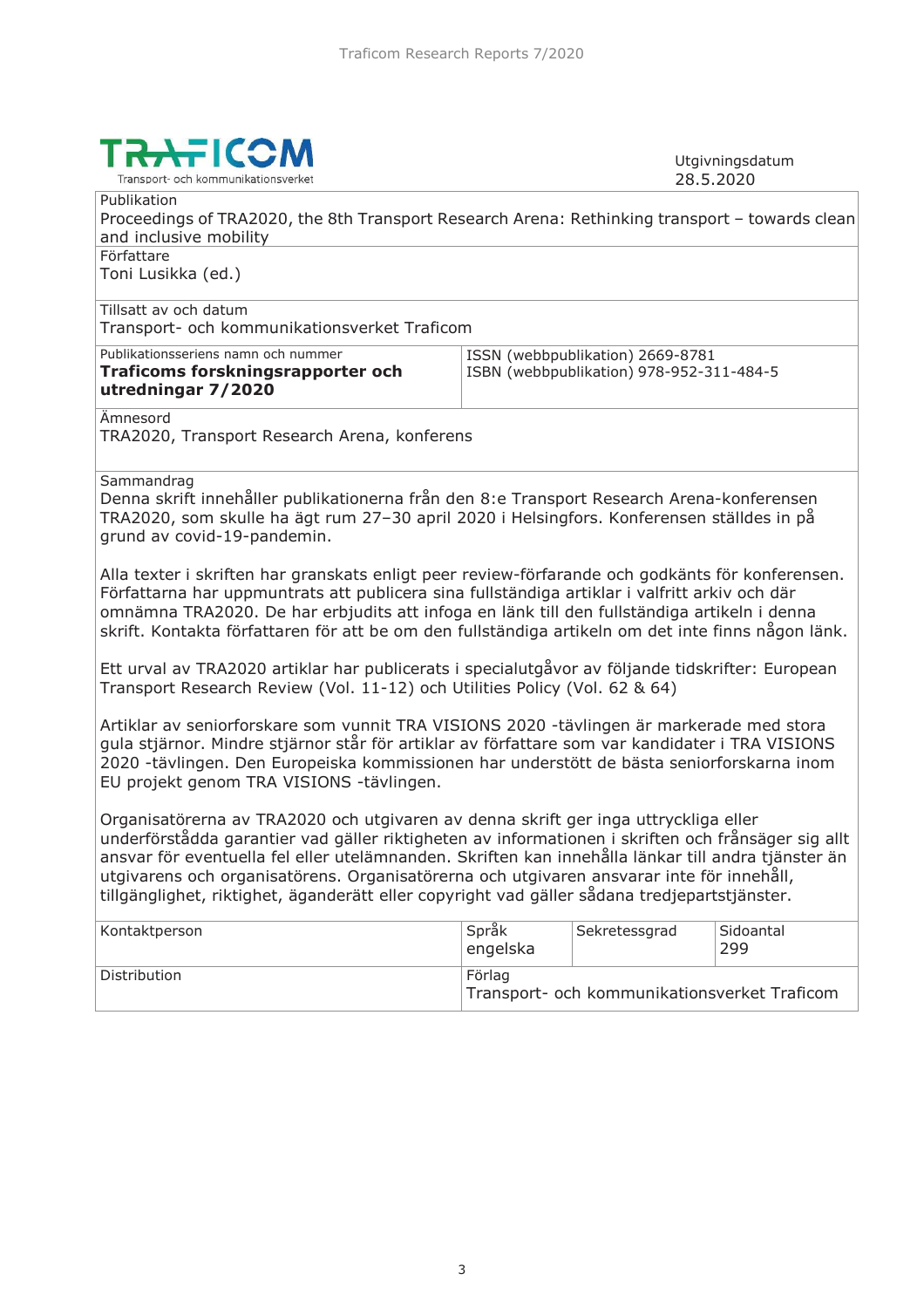**TRAFICOM**
Transport- och kommunikationsverket

Utgivningsdatum
28.5.2020

| Publikation | | | |
|---|---|---|---|
| Proceedings of TRA2020, the 8th Transport Research Arena: Rethinking transport – towards clean and inclusive mobility | | | |
| Författare<br>Toni Lusikka (ed.) | | | |
| Tillsatt av och datum<br>Transport- och kommunikationsverket Traficom | | | |
| Publikationsseriens namn och nummer<br>**Traficoms forskningsrapporter och utredningar 7/2020** | ISSN (webbpublikation) 2669-8781<br>ISBN (webbpublikation) 978-952-311-484-5 | | |
| Ämnesord<br>TRA2020, Transport Research Arena, konferens | | | |

Sammandrag

Denna skrift innehåller publikationerna från den 8:e Transport Research Arena-konferensen TRA2020, som skulle ha ägt rum 27–30 april 2020 i Helsingfors. Konferensen ställdes in på grund av covid-19-pandemin.

Alla texter i skriften har granskats enligt peer review-förfarande och godkänts för konferensen. Författarna har uppmuntrats att publicera sina fullständiga artiklar i valfritt arkiv och där omnämna TRA2020. De har erbjudits att infoga en länk till den fullständiga artikeln i denna skrift. Kontakta författaren för att be om den fullständiga artikeln om det inte finns någon länk.

Ett urval av TRA2020 artiklar har publicerats i specialutgåvor av följande tidskrifter: European Transport Research Review (Vol. 11-12) och Utilities Policy (Vol. 62 & 64)

Artiklar av seniorforskare som vunnit TRA VISIONS 2020 -tävlingen är markerade med stora gula stjärnor. Mindre stjärnor står för artiklar av författare som var kandidater i TRA VISIONS 2020 -tävlingen. Den Europeiska kommissionen har understött de bästa seniorforskarna inom EU projekt genom TRA VISIONS -tävlingen.

Organisatörerna av TRA2020 och utgivaren av denna skrift ger inga uttryckliga eller underförstådda garantier vad gäller riktigheten av informationen i skriften och frånsäger sig allt ansvar för eventuella fel eller utelämnanden. Skriften kan innehålla länkar till andra tjänster än utgivarens och organisatörens. Organisatörerna och utgivaren ansvarar inte för innehåll, tillgänglighet, riktighet, äganderätt eller copyright vad gäller sådana tredjepartstjänster.

| Kontaktperson | Språk<br>engelska | Sekretessgrad | Sidoantal<br>299 |
|---|---|---|---|
| Distribution | Förlag<br>Transport- och kommunikationsverket Traficom | | |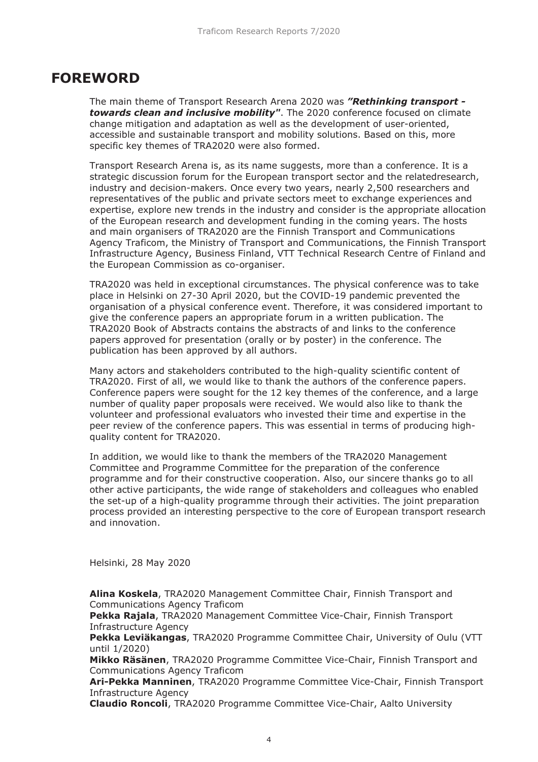# FOREWORD

The main theme of Transport Research Arena 2020 was ***"Rethinking transport - towards clean and inclusive mobility"***. The 2020 conference focused on climate change mitigation and adaptation as well as the development of user-oriented, accessible and sustainable transport and mobility solutions. Based on this, more specific key themes of TRA2020 were also formed.

Transport Research Arena is, as its name suggests, more than a conference. It is a strategic discussion forum for the European transport sector and the relatedresearch, industry and decision-makers. Once every two years, nearly 2,500 researchers and representatives of the public and private sectors meet to exchange experiences and expertise, explore new trends in the industry and consider is the appropriate allocation of the European research and development funding in the coming years. The hosts and main organisers of TRA2020 are the Finnish Transport and Communications Agency Traficom, the Ministry of Transport and Communications, the Finnish Transport Infrastructure Agency, Business Finland, VTT Technical Research Centre of Finland and the European Commission as co-organiser.

TRA2020 was held in exceptional circumstances. The physical conference was to take place in Helsinki on 27-30 April 2020, but the COVID-19 pandemic prevented the organisation of a physical conference event. Therefore, it was considered important to give the conference papers an appropriate forum in a written publication. The TRA2020 Book of Abstracts contains the abstracts of and links to the conference papers approved for presentation (orally or by poster) in the conference. The publication has been approved by all authors.

Many actors and stakeholders contributed to the high-quality scientific content of TRA2020. First of all, we would like to thank the authors of the conference papers. Conference papers were sought for the 12 key themes of the conference, and a large number of quality paper proposals were received. We would also like to thank the volunteer and professional evaluators who invested their time and expertise in the peer review of the conference papers. This was essential in terms of producing high-quality content for TRA2020.

In addition, we would like to thank the members of the TRA2020 Management Committee and Programme Committee for the preparation of the conference programme and for their constructive cooperation. Also, our sincere thanks go to all other active participants, the wide range of stakeholders and colleagues who enabled the set-up of a high-quality programme through their activities. The joint preparation process provided an interesting perspective to the core of European transport research and innovation.

Helsinki, 28 May 2020

**Alina Koskela**, TRA2020 Management Committee Chair, Finnish Transport and Communications Agency Traficom
**Pekka Rajala**, TRA2020 Management Committee Vice-Chair, Finnish Transport Infrastructure Agency
**Pekka Leviäkangas**, TRA2020 Programme Committee Chair, University of Oulu (VTT until 1/2020)
**Mikko Räsänen**, TRA2020 Programme Committee Vice-Chair, Finnish Transport and Communications Agency Traficom
**Ari-Pekka Manninen**, TRA2020 Programme Committee Vice-Chair, Finnish Transport Infrastructure Agency
**Claudio Roncoli**, TRA2020 Programme Committee Vice-Chair, Aalto University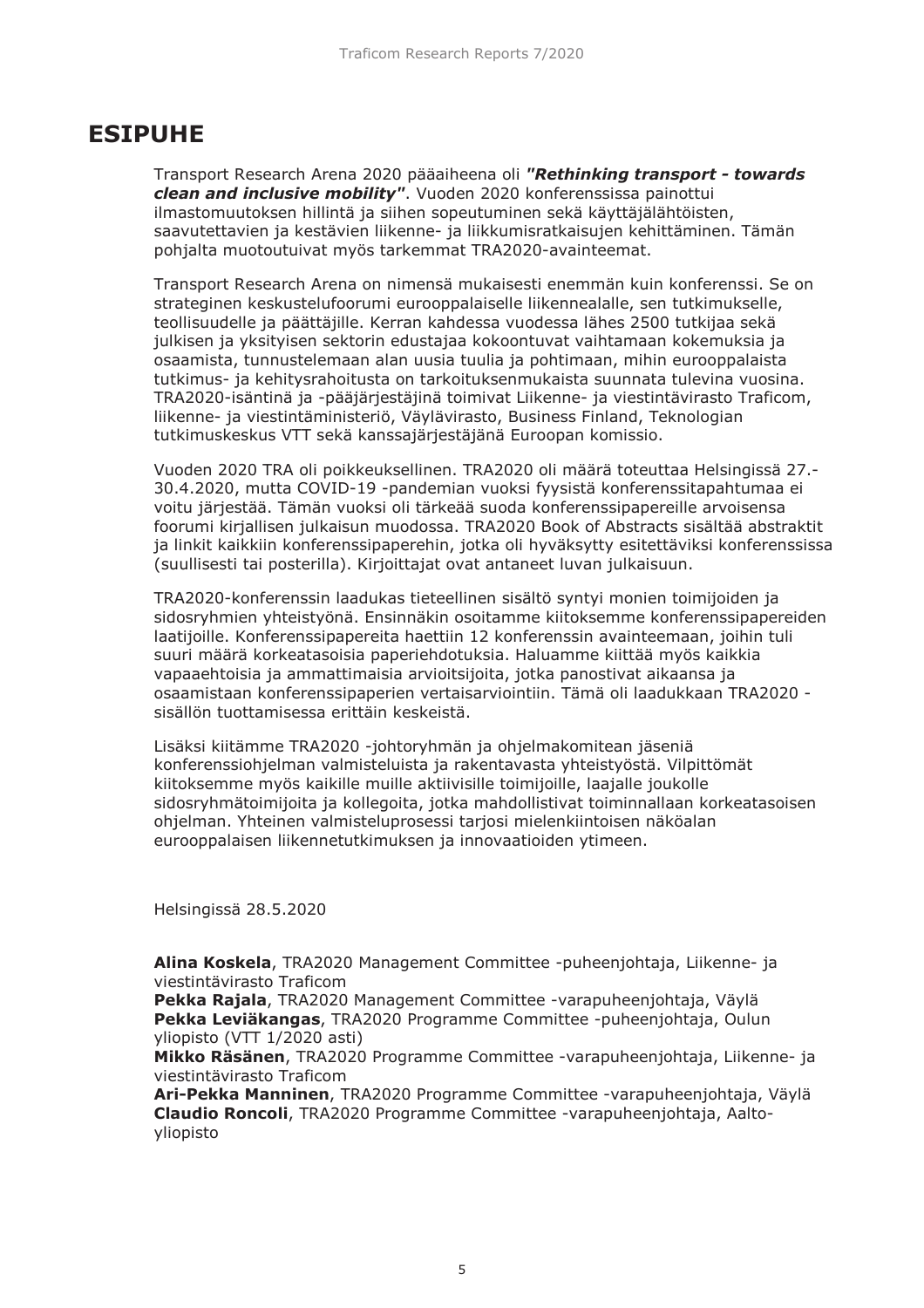# ESIPUHE

Transport Research Arena 2020 pääaiheena oli ***"Rethinking transport - towards clean and inclusive mobility"***. Vuoden 2020 konferenssissa painottui ilmastomuutoksen hillintä ja siihen sopeutuminen sekä käyttäjälähtöisten, saavutettavien ja kestävien liikenne- ja liikkumisratkaisujen kehittäminen. Tämän pohjalta muotoutuivat myös tarkemmat TRA2020-avainteemat.

Transport Research Arena on nimensä mukaisesti enemmän kuin konferenssi. Se on strateginen keskustelufoorumi eurooppalaiselle liikennealalle, sen tutkimukselle, teollisuudelle ja päättäjille. Kerran kahdessa vuodessa lähes 2500 tutkijaa sekä julkisen ja yksityisen sektorin edustajaa kokoontuvat vaihtamaan kokemuksia ja osaamista, tunnustelemaan alan uusia tuulia ja pohtimaan, mihin eurooppalaista tutkimus- ja kehitysrahoitusta on tarkoituksenmukaista suunnata tulevina vuosina. TRA2020-isäntinä ja -pääjärjestäjinä toimivat Liikenne- ja viestintävirasto Traficom, liikenne- ja viestintäministeriö, Väylävirasto, Business Finland, Teknologian tutkimuskeskus VTT sekä kanssajärjestäjänä Euroopan komissio.

Vuoden 2020 TRA oli poikkeuksellinen. TRA2020 oli määrä toteuttaa Helsingissä 27.-30.4.2020, mutta COVID-19 -pandemian vuoksi fyysistä konferenssitapahtumaa ei voitu järjestää. Tämän vuoksi oli tärkeää suoda konferenssipapereille arvoisensa foorumi kirjallisen julkaisun muodossa. TRA2020 Book of Abstracts sisältää abstraktit ja linkit kaikkiin konferenssipaperehin, jotka oli hyväksytty esitettäviksi konferenssissa (suullisesti tai posterilla). Kirjoittajat ovat antaneet luvan julkaisuun.

TRA2020-konferenssin laadukas tieteellinen sisältö syntyi monien toimijoiden ja sidosryhmien yhteistyönä. Ensinnäkin osoitamme kiitoksemme konferenssipapereiden laatijoille. Konferenssipapereita haettiin 12 konferenssin avainteemaan, joihin tuli suuri määrä korkeatasoisia paperiehdotuksia. Haluamme kiittää myös kaikkia vapaaehtoisia ja ammattimaisia arvioitsijoita, jotka panostivat aikaansa ja osaamistaan konferenssipaperien vertaisarviointiin. Tämä oli laadukkaan TRA2020 -sisällön tuottamisessa erittäin keskeistä.

Lisäksi kiitämme TRA2020 -johtoryhmän ja ohjelmakomitean jäseniä konferenssiohjelman valmisteluista ja rakentavasta yhteistyöstä. Vilpittömät kiitoksemme myös kaikille muille aktiivisille toimijoille, laajalle joukolle sidosryhmätoimijoita ja kollegoita, jotka mahdollistivat toiminnallaan korkeatasoisen ohjelman. Yhteinen valmisteluprosessi tarjosi mielenkiintoisen näköalan eurooppalaisen liikennetutkimuksen ja innovaatioiden ytimeen.

Helsingissä 28.5.2020

**Alina Koskela**, TRA2020 Management Committee -puheenjohtaja, Liikenne- ja viestintävirasto Traficom
**Pekka Rajala**, TRA2020 Management Committee -varapuheenjohtaja, Väylä
**Pekka Leviäkangas**, TRA2020 Programme Committee -puheenjohtaja, Oulun yliopisto (VTT 1/2020 asti)
**Mikko Räsänen**, TRA2020 Programme Committee -varapuheenjohtaja, Liikenne- ja viestintävirasto Traficom
**Ari-Pekka Manninen**, TRA2020 Programme Committee -varapuheenjohtaja, Väylä
**Claudio Roncoli**, TRA2020 Programme Committee -varapuheenjohtaja, Aalto-yliopisto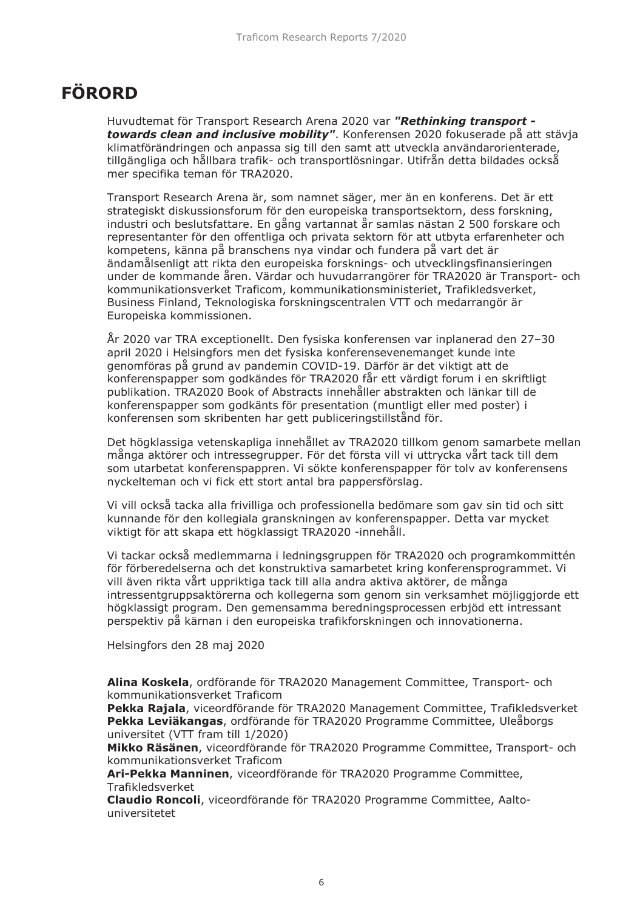# FÖRORD

Huvudtemat för Transport Research Arena 2020 var ***"Rethinking transport - towards clean and inclusive mobility"***. Konferensen 2020 fokuserade på att stävja klimatförändringen och anpassa sig till den samt att utveckla användarorienterade, tillgängliga och hållbara trafik- och transportlösningar. Utifrån detta bildades också mer specifika teman för TRA2020.

Transport Research Arena är, som namnet säger, mer än en konferens. Det är ett strategiskt diskussionsforum för den europeiska transportsektorn, dess forskning, industri och beslutsfattare. En gång vartannat år samlas nästan 2 500 forskare och representanter för den offentliga och privata sektorn för att utbyta erfarenheter och kompetens, känna på branschens nya vindar och fundera på vart det är ändamålsenligt att rikta den europeiska forsknings- och utvecklingsfinansieringen under de kommande åren. Värdar och huvudarrangörer för TRA2020 är Transport- och kommunikationsverket Traficom, kommunikationsministeriet, Trafikledsverket, Business Finland, Teknologiska forskningscentralen VTT och medarrangör är Europeiska kommissionen.

År 2020 var TRA exceptionellt. Den fysiska konferensen var inplanerad den 27–30 april 2020 i Helsingfors men det fysiska konferensevenemanget kunde inte genomföras på grund av pandemin COVID-19. Därför är det viktigt att de konferenspapper som godkändes för TRA2020 får ett värdigt forum i en skriftligt publikation. TRA2020 Book of Abstracts innehåller abstrakten och länkar till de konferenspapper som godkänts för presentation (muntligt eller med poster) i konferensen som skribenten har gett publiceringstillstånd för.

Det högklassiga vetenskapliga innehållet av TRA2020 tillkom genom samarbete mellan många aktörer och intressegrupper. För det första vill vi uttrycka vårt tack till dem som utarbetat konferenspappren. Vi sökte konferenspapper för tolv av konferensens nyckelteman och vi fick ett stort antal bra pappersförslag.

Vi vill också tacka alla frivilliga och professionella bedömare som gav sin tid och sitt kunnande för den kollegiala granskningen av konferenspapper. Detta var mycket viktigt för att skapa ett högklassigt TRA2020 -innehåll.

Vi tackar också medlemmarna i ledningsgruppen för TRA2020 och programkommittén för förberedelserna och det konstruktiva samarbetet kring konferensprogrammet. Vi vill även rikta vårt uppriktiga tack till alla andra aktiva aktörer, de många intressentgruppsaktörerna och kollegerna som genom sin verksamhet möjliggjorde ett högklassigt program. Den gemensamma beredningsprocessen erbjöd ett intressant perspektiv på kärnan i den europeiska trafikforskningen och innovationerna.

Helsingfors den 28 maj 2020

**Alina Koskela**, ordförande för TRA2020 Management Committee, Transport- och kommunikationsverket Traficom
**Pekka Rajala**, viceordförande för TRA2020 Management Committee, Trafikledsverket
**Pekka Leviäkangas**, ordförande för TRA2020 Programme Committee, Uleåborgs universitet (VTT fram till 1/2020)
**Mikko Räsänen**, viceordförande för TRA2020 Programme Committee, Transport- och kommunikationsverket Traficom
**Ari-Pekka Manninen**, viceordförande för TRA2020 Programme Committee, Trafikledsverket
**Claudio Roncoli**, viceordförande för TRA2020 Programme Committee, Aalto-universitetet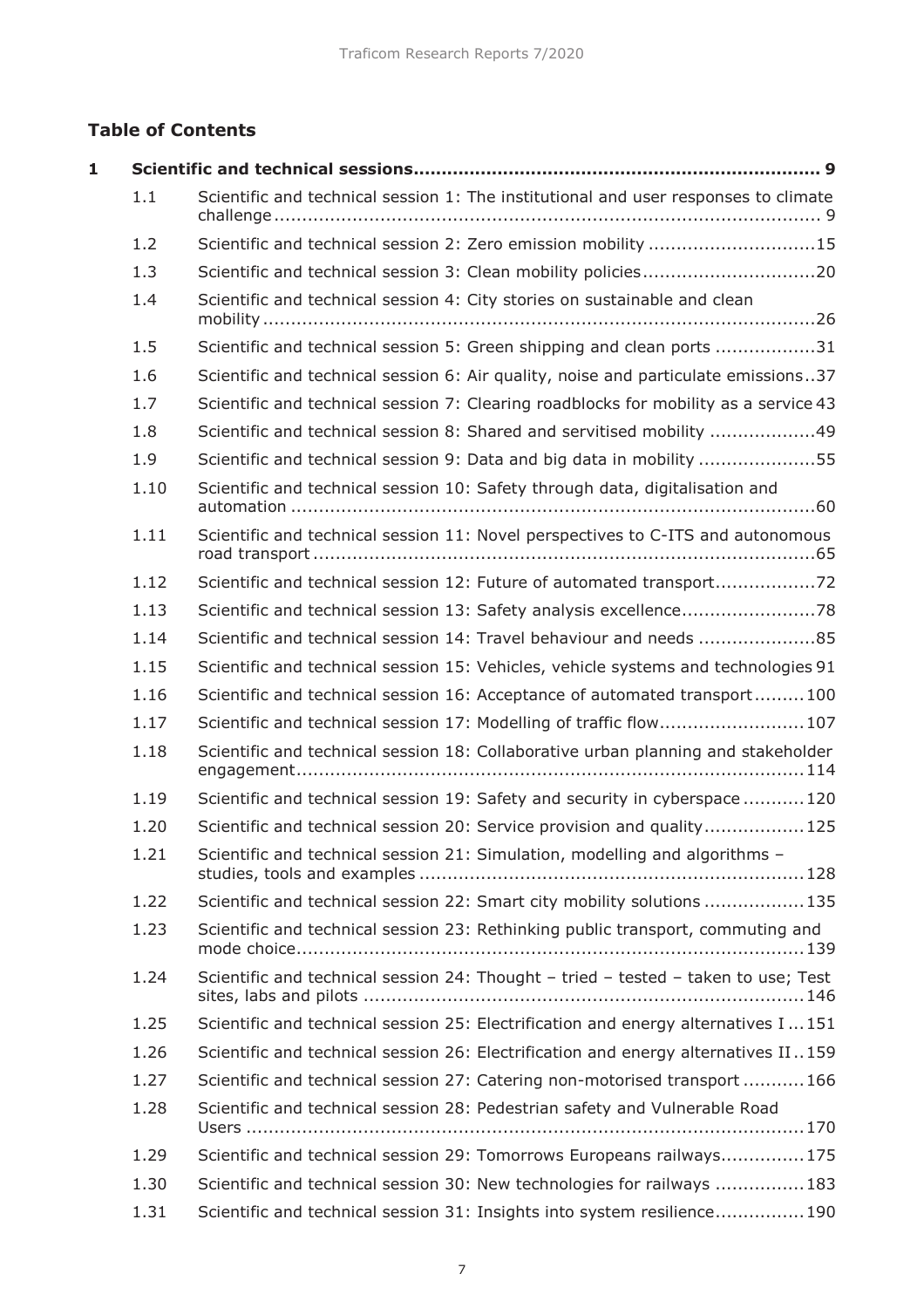## Table of Contents

| | | | |
|---|---|---|---|
| **1** | **Scientific and technical sessions** | | **9** |
| | 1.1 | Scientific and technical session 1: The institutional and user responses to climate challenge | 9 |
| | 1.2 | Scientific and technical session 2: Zero emission mobility | 15 |
| | 1.3 | Scientific and technical session 3: Clean mobility policies | 20 |
| | 1.4 | Scientific and technical session 4: City stories on sustainable and clean mobility | 26 |
| | 1.5 | Scientific and technical session 5: Green shipping and clean ports | 31 |
| | 1.6 | Scientific and technical session 6: Air quality, noise and particulate emissions | 37 |
| | 1.7 | Scientific and technical session 7: Clearing roadblocks for mobility as a service | 43 |
| | 1.8 | Scientific and technical session 8: Shared and servitised mobility | 49 |
| | 1.9 | Scientific and technical session 9: Data and big data in mobility | 55 |
| | 1.10 | Scientific and technical session 10: Safety through data, digitalisation and automation | 60 |
| | 1.11 | Scientific and technical session 11: Novel perspectives to C-ITS and autonomous road transport | 65 |
| | 1.12 | Scientific and technical session 12: Future of automated transport | 72 |
| | 1.13 | Scientific and technical session 13: Safety analysis excellence | 78 |
| | 1.14 | Scientific and technical session 14: Travel behaviour and needs | 85 |
| | 1.15 | Scientific and technical session 15: Vehicles, vehicle systems and technologies | 91 |
| | 1.16 | Scientific and technical session 16: Acceptance of automated transport | 100 |
| | 1.17 | Scientific and technical session 17: Modelling of traffic flow | 107 |
| | 1.18 | Scientific and technical session 18: Collaborative urban planning and stakeholder engagement | 114 |
| | 1.19 | Scientific and technical session 19: Safety and security in cyberspace | 120 |
| | 1.20 | Scientific and technical session 20: Service provision and quality | 125 |
| | 1.21 | Scientific and technical session 21: Simulation, modelling and algorithms – studies, tools and examples | 128 |
| | 1.22 | Scientific and technical session 22: Smart city mobility solutions | 135 |
| | 1.23 | Scientific and technical session 23: Rethinking public transport, commuting and mode choice | 139 |
| | 1.24 | Scientific and technical session 24: Thought – tried – tested – taken to use; Test sites, labs and pilots | 146 |
| | 1.25 | Scientific and technical session 25: Electrification and energy alternatives I | 151 |
| | 1.26 | Scientific and technical session 26: Electrification and energy alternatives II | 159 |
| | 1.27 | Scientific and technical session 27: Catering non-motorised transport | 166 |
| | 1.28 | Scientific and technical session 28: Pedestrian safety and Vulnerable Road Users | 170 |
| | 1.29 | Scientific and technical session 29: Tomorrows Europeans railways | 175 |
| | 1.30 | Scientific and technical session 30: New technologies for railways | 183 |
| | 1.31 | Scientific and technical session 31: Insights into system resilience | 190 |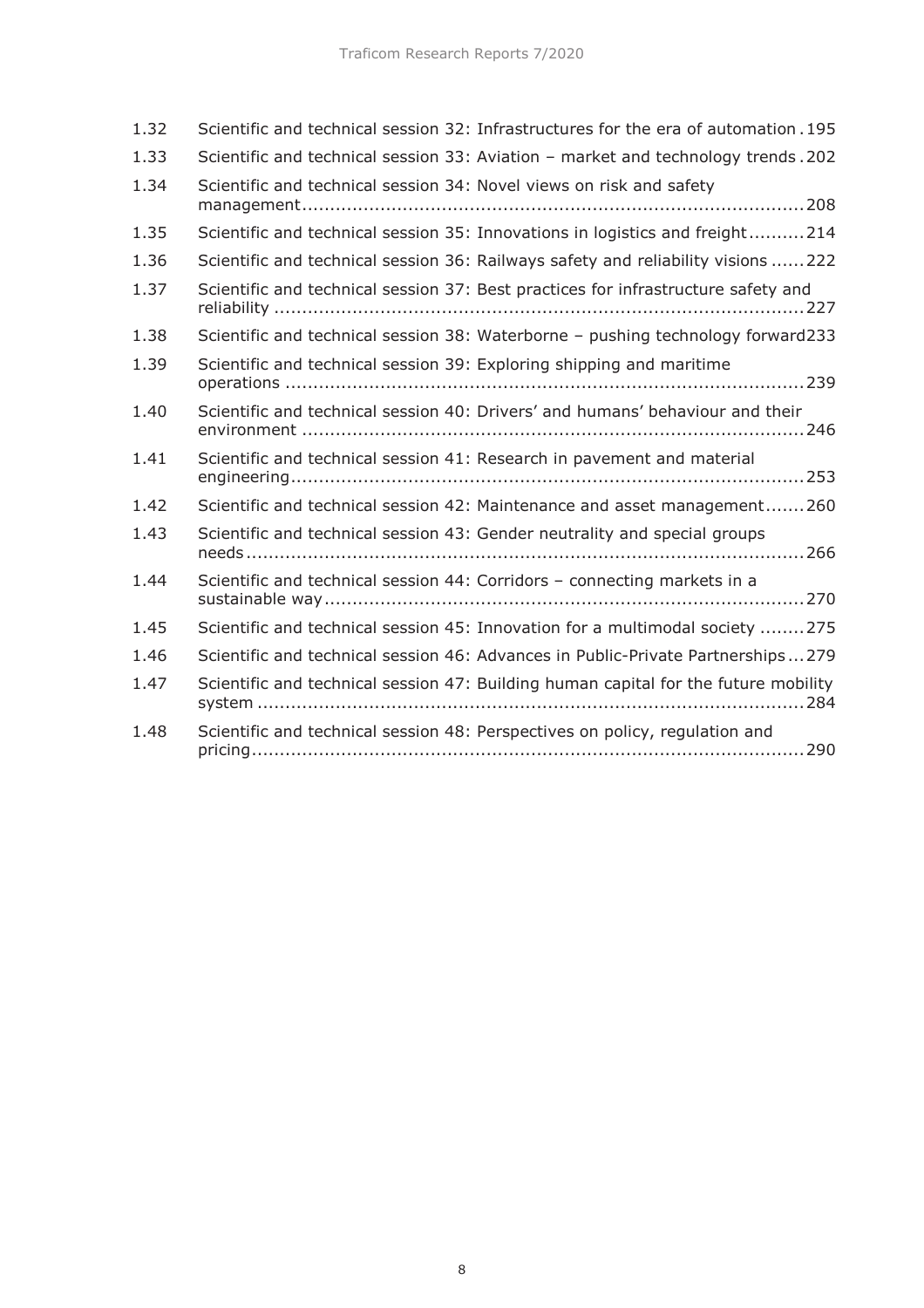| | | |
|---|---|---|
| 1.32 | Scientific and technical session 32: Infrastructures for the era of automation | 195 |
| 1.33 | Scientific and technical session 33: Aviation – market and technology trends | 202 |
| 1.34 | Scientific and technical session 34: Novel views on risk and safety management | 208 |
| 1.35 | Scientific and technical session 35: Innovations in logistics and freight | 214 |
| 1.36 | Scientific and technical session 36: Railways safety and reliability visions | 222 |
| 1.37 | Scientific and technical session 37: Best practices for infrastructure safety and reliability | 227 |
| 1.38 | Scientific and technical session 38: Waterborne – pushing technology forward | 233 |
| 1.39 | Scientific and technical session 39: Exploring shipping and maritime operations | 239 |
| 1.40 | Scientific and technical session 40: Drivers' and humans' behaviour and their environment | 246 |
| 1.41 | Scientific and technical session 41: Research in pavement and material engineering | 253 |
| 1.42 | Scientific and technical session 42: Maintenance and asset management | 260 |
| 1.43 | Scientific and technical session 43: Gender neutrality and special groups needs | 266 |
| 1.44 | Scientific and technical session 44: Corridors – connecting markets in a sustainable way | 270 |
| 1.45 | Scientific and technical session 45: Innovation for a multimodal society | 275 |
| 1.46 | Scientific and technical session 46: Advances in Public-Private Partnerships | 279 |
| 1.47 | Scientific and technical session 47: Building human capital for the future mobility system | 284 |
| 1.48 | Scientific and technical session 48: Perspectives on policy, regulation and pricing | 290 |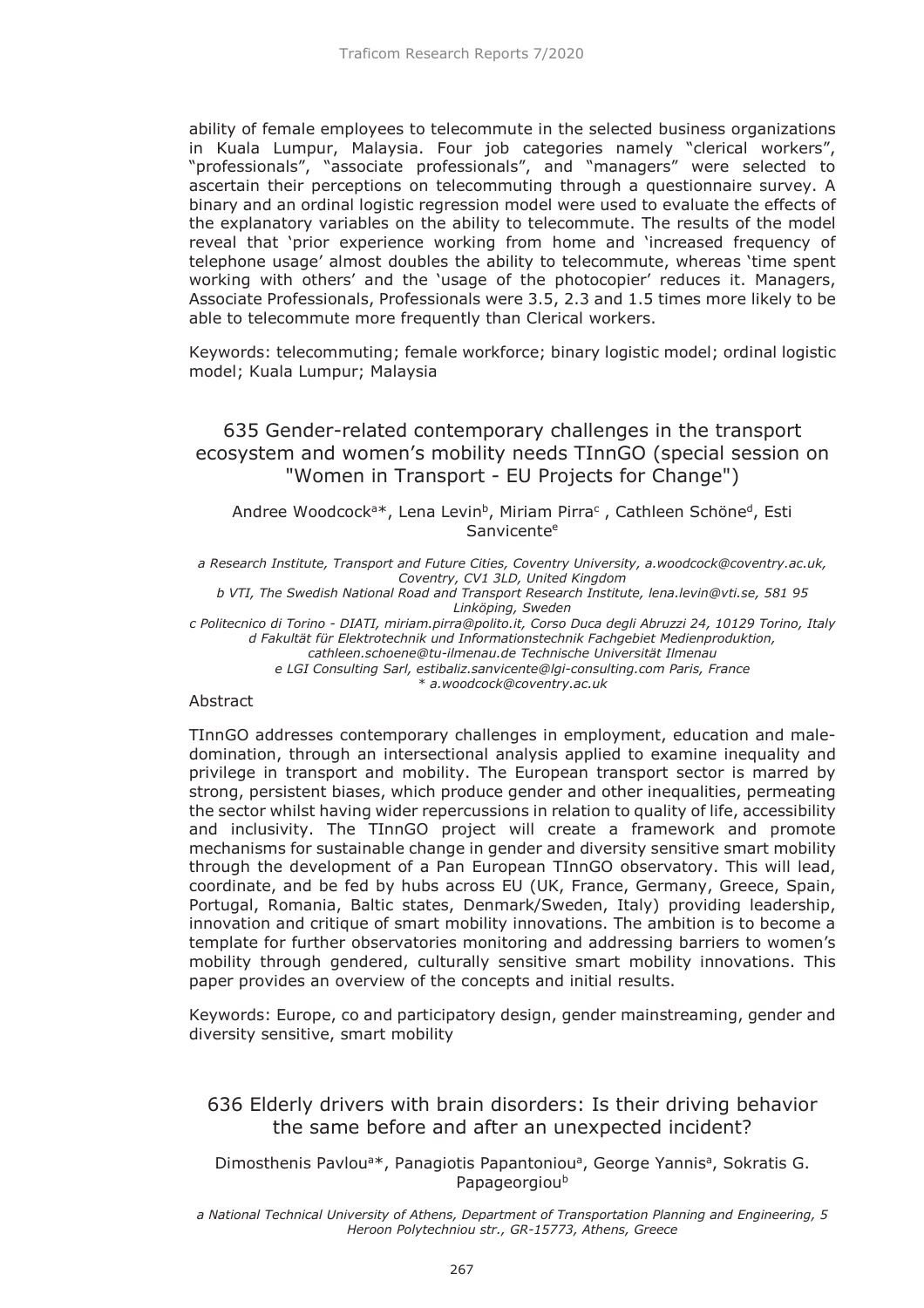ability of female employees to telecommute in the selected business organizations in Kuala Lumpur, Malaysia. Four job categories namely "clerical workers", "professionals", "associate professionals", and "managers" were selected to ascertain their perceptions on telecommuting through a questionnaire survey. A binary and an ordinal logistic regression model were used to evaluate the effects of the explanatory variables on the ability to telecommute. The results of the model reveal that 'prior experience working from home and 'increased frequency of telephone usage' almost doubles the ability to telecommute, whereas 'time spent working with others' and the 'usage of the photocopier' reduces it. Managers, Associate Professionals, Professionals were 3.5, 2.3 and 1.5 times more likely to be able to telecommute more frequently than Clerical workers.

Keywords: telecommuting; female workforce; binary logistic model; ordinal logistic model; Kuala Lumpur; Malaysia

## 635 Gender-related contemporary challenges in the transport ecosystem and women's mobility needs TInnGO (special session on "Women in Transport - EU Projects for Change")

Andree Woodcock[a]*, Lena Levin[b], Miriam Pirra[c], Cathleen Schöne[d], Esti Sanvicente[e]

*a Research Institute, Transport and Future Cities, Coventry University, a.woodcock@coventry.ac.uk, Coventry, CV1 3LD, United Kingdom*
*b VTI, The Swedish National Road and Transport Research Institute, lena.levin@vti.se, 581 95 Linköping, Sweden*
*c Politecnico di Torino - DIATI, miriam.pirra@polito.it, Corso Duca degli Abruzzi 24, 10129 Torino, Italy*
*d Fakultät für Elektrotechnik und Informationstechnik Fachgebiet Medienproduktion, cathleen.schoene@tu-ilmenau.de Technische Universität Ilmenau*
*e LGI Consulting Sarl, estibaliz.sanvicente@lgi-consulting.com Paris, France*
*\* a.woodcock@coventry.ac.uk*

Abstract

TInnGO addresses contemporary challenges in employment, education and male-domination, through an intersectional analysis applied to examine inequality and privilege in transport and mobility. The European transport sector is marred by strong, persistent biases, which produce gender and other inequalities, permeating the sector whilst having wider repercussions in relation to quality of life, accessibility and inclusivity. The TInnGO project will create a framework and promote mechanisms for sustainable change in gender and diversity sensitive smart mobility through the development of a Pan European TInnGO observatory. This will lead, coordinate, and be fed by hubs across EU (UK, France, Germany, Greece, Spain, Portugal, Romania, Baltic states, Denmark/Sweden, Italy) providing leadership, innovation and critique of smart mobility innovations. The ambition is to become a template for further observatories monitoring and addressing barriers to women's mobility through gendered, culturally sensitive smart mobility innovations. This paper provides an overview of the concepts and initial results.

Keywords: Europe, co and participatory design, gender mainstreaming, gender and diversity sensitive, smart mobility

## 636 Elderly drivers with brain disorders: Is their driving behavior the same before and after an unexpected incident?

Dimosthenis Pavlou[a]*, Panagiotis Papantoniou[a], George Yannis[a], Sokratis G. Papageorgiou[b]

*a National Technical University of Athens, Department of Transportation Planning and Engineering, 5 Heroon Polytechniou str., GR-15773, Athens, Greece*